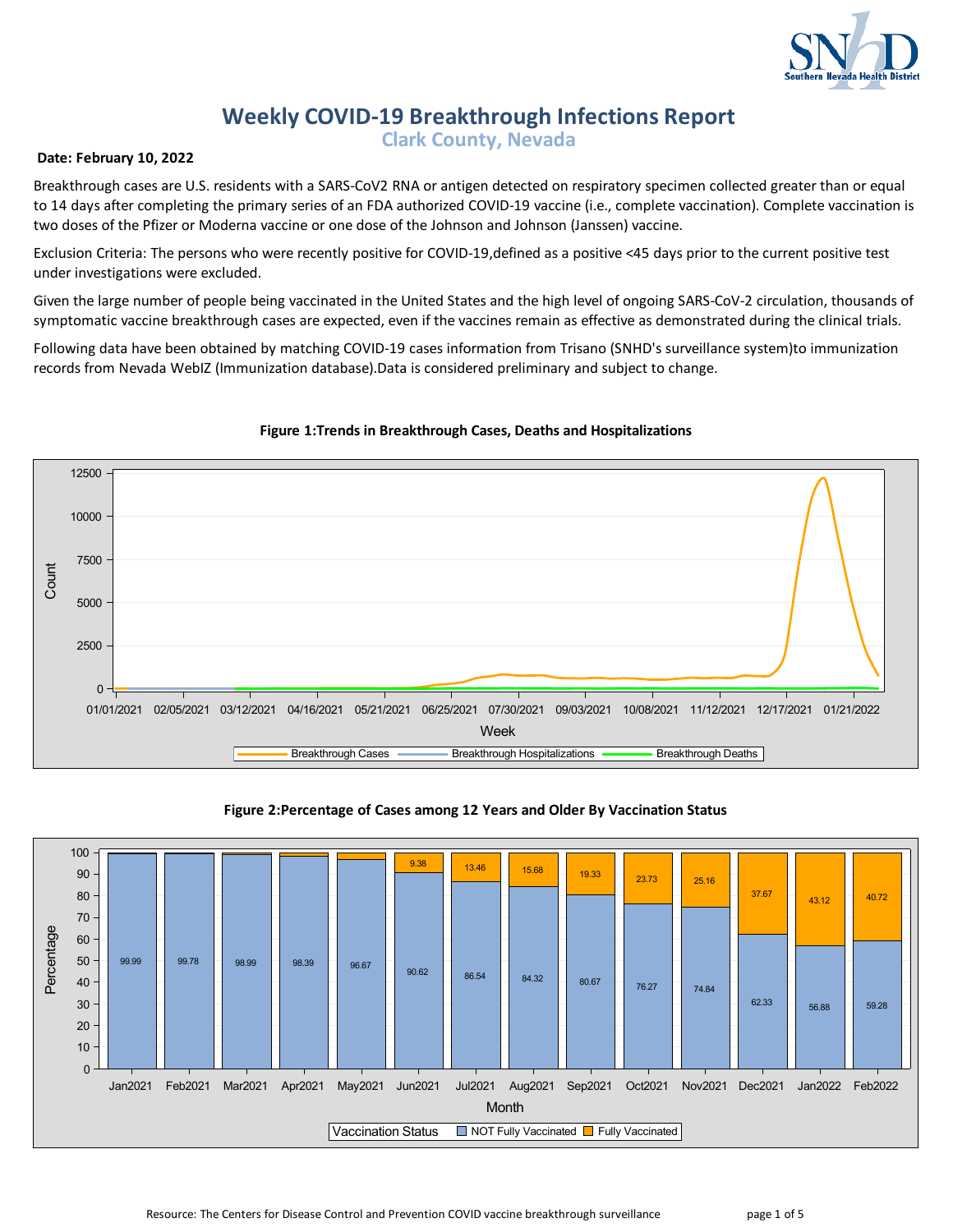# Weekly COVID-19 Breakthrough Infections Report

## Clark County, Nevada

**Date: February 10, 2022**

Breakthrough cases are U.S. residents with a SARS-CoV2 RNA or antigen detected on respiratory specimen collected greater than or equal to 14 days after completing the primary series of an FDA authorized COVID-19 vaccine (i.e., complete vaccination). Complete vaccination is two doses of the Pfizer or Moderna vaccine or one dose of the Johnson and Johnson (Janssen) vaccine.

Exclusion Criteria: The persons who were recently positive for COVID-19,defined as a positive <45 days prior to the current positive test under investigations were excluded.

Given the large number of people being vaccinated in the United States and the high level of ongoing SARS-CoV-2 circulation, thousands of symptomatic vaccine breakthrough cases are expected, even if the vaccines remain as effective as demonstrated during the clinical trials.

Following data have been obtained by matching COVID-19 cases information from Trisano (SNHD's surveillance system)to immunization records from Nevada WebIZ (Immunization database).Data is considered preliminary and subject to change.

**Figure 1:Trends in Breakthrough Cases, Deaths and Hospitalizations**

**Figure 2:Percentage of Cases among 12 Years and Older By Vaccination Status**

| Month | NOT Fully Vaccinated | Fully Vaccinated |
|---|---|---|
| Jan2021 | 99.99 | |
| Feb2021 | 99.78 | |
| Mar2021 | 98.99 | |
| Apr2021 | 98.39 | |
| May2021 | 96.67 | |
| Jun2021 | 90.62 | 9.38 |
| Jul2021 | 86.54 | 13.46 |
| Aug2021 | 84.32 | 15.68 |
| Sep2021 | 80.67 | 19.33 |
| Oct2021 | 76.27 | 23.73 |
| Nov2021 | 74.84 | 25.16 |
| Dec2021 | 62.33 | 37.67 |
| Jan2022 | 56.88 | 43.12 |
| Feb2022 | 59.28 | 40.72 |

Resource: The Centers for Disease Control and Prevention COVID vaccine breakthrough surveillance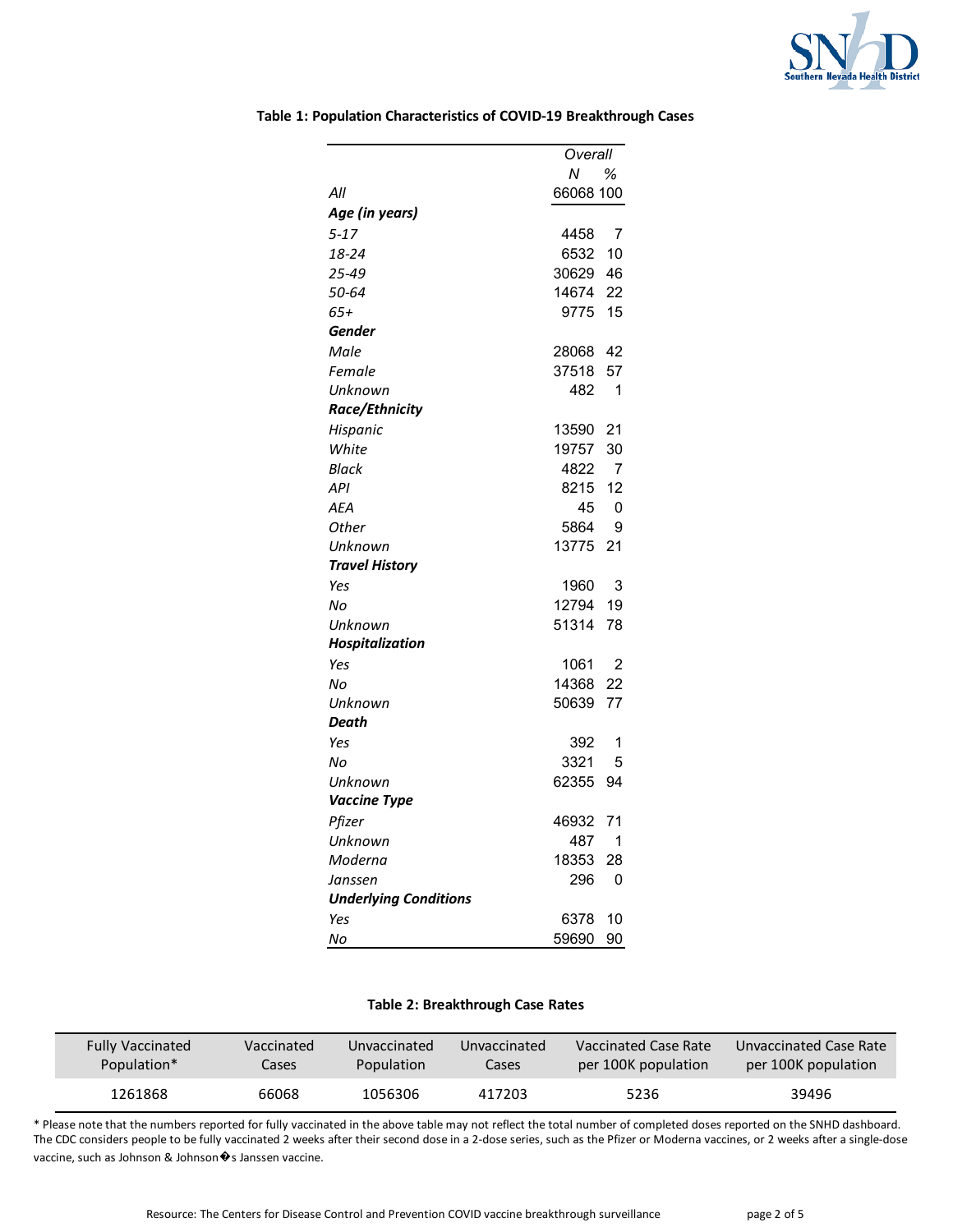**Table 1: Population Characteristics of COVID-19 Breakthrough Cases**

| | Overall | |
|---|---|---|
| | *N* | *%* |
| *All* | 66068 | 100 |
| ***Age (in years)*** | | |
| *5-17* | 4458 | 7 |
| *18-24* | 6532 | 10 |
| *25-49* | 30629 | 46 |
| *50-64* | 14674 | 22 |
| *65+* | 9775 | 15 |
| ***Gender*** | | |
| *Male* | 28068 | 42 |
| *Female* | 37518 | 57 |
| *Unknown* | 482 | 1 |
| ***Race/Ethnicity*** | | |
| *Hispanic* | 13590 | 21 |
| *White* | 19757 | 30 |
| *Black* | 4822 | 7 |
| *API* | 8215 | 12 |
| *AEA* | 45 | 0 |
| *Other* | 5864 | 9 |
| *Unknown* | 13775 | 21 |
| ***Travel History*** | | |
| *Yes* | 1960 | 3 |
| *No* | 12794 | 19 |
| *Unknown* | 51314 | 78 |
| ***Hospitalization*** | | |
| *Yes* | 1061 | 2 |
| *No* | 14368 | 22 |
| *Unknown* | 50639 | 77 |
| ***Death*** | | |
| *Yes* | 392 | 1 |
| *No* | 3321 | 5 |
| *Unknown* | 62355 | 94 |
| ***Vaccine Type*** | | |
| *Pfizer* | 46932 | 71 |
| *Unknown* | 487 | 1 |
| *Moderna* | 18353 | 28 |
| *Janssen* | 296 | 0 |
| ***Underlying Conditions*** | | |
| *Yes* | 6378 | 10 |
| *No* | 59690 | 90 |

**Table 2: Breakthrough Case Rates**

| Fully Vaccinated Population* | Vaccinated Cases | Unvaccinated Population | Unvaccinated Cases | Vaccinated Case Rate per 100K population | Unvaccinated Case Rate per 100K population |
|---|---|---|---|---|---|
| 1261868 | 66068 | 1056306 | 417203 | 5236 | 39496 |

* Please note that the numbers reported for fully vaccinated in the above table may not reflect the total number of completed doses reported on the SNHD dashboard. The CDC considers people to be fully vaccinated 2 weeks after their second dose in a 2-dose series, such as the Pfizer or Moderna vaccines, or 2 weeks after a single-dose vaccine, such as Johnson & Johnson�s Janssen vaccine.

Resource: The Centers for Disease Control and Prevention COVID vaccine breakthrough surveillance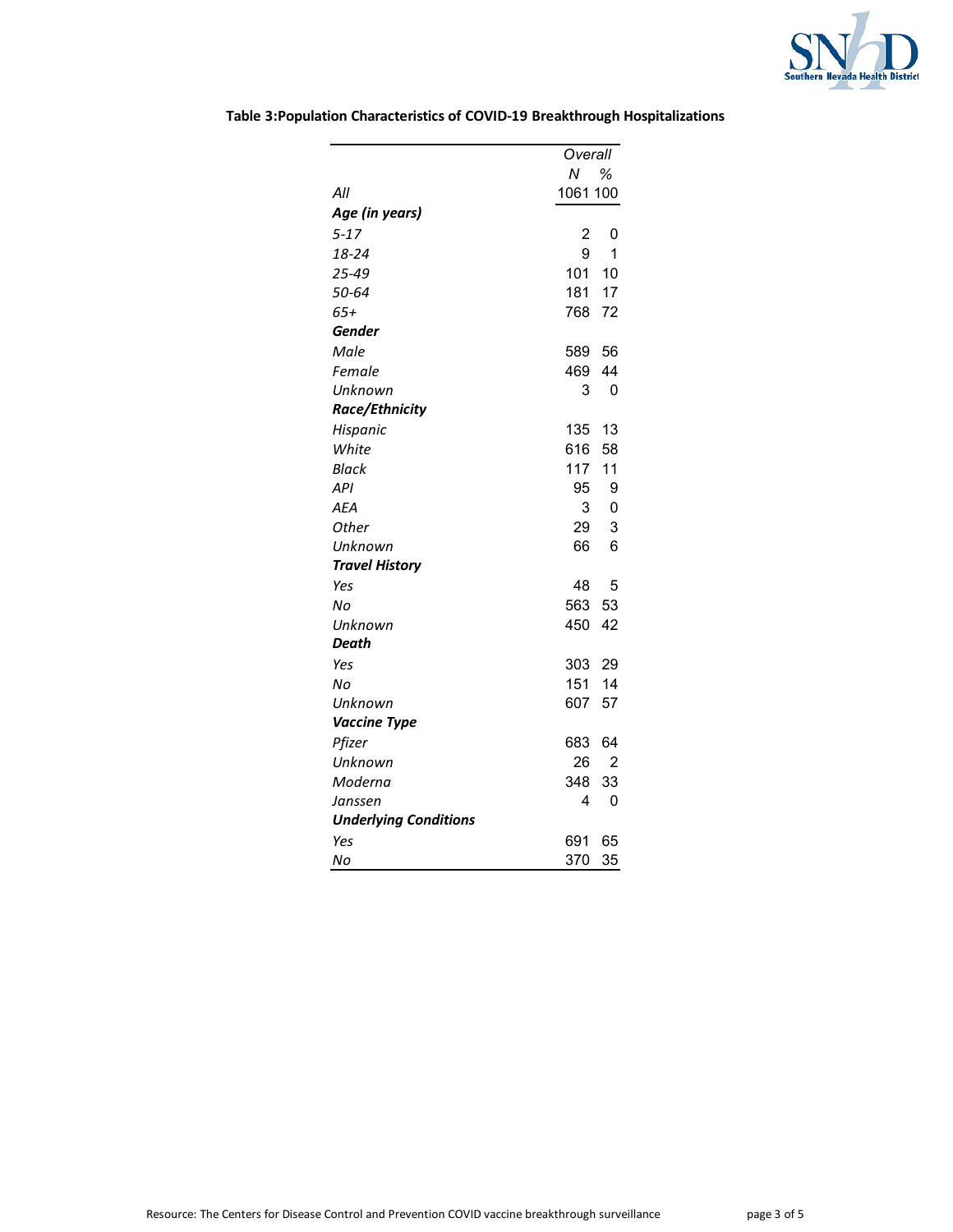**Table 3:Population Characteristics of COVID-19 Breakthrough Hospitalizations**

| | *Overall* | |
|---|---|---|
| | *N* | *%* |
| *All* | 1061 | 100 |
| ***Age (in years)*** | | |
| *5-17* | 2 | 0 |
| *18-24* | 9 | 1 |
| *25-49* | 101 | 10 |
| *50-64* | 181 | 17 |
| *65+* | 768 | 72 |
| ***Gender*** | | |
| *Male* | 589 | 56 |
| *Female* | 469 | 44 |
| *Unknown* | 3 | 0 |
| ***Race/Ethnicity*** | | |
| *Hispanic* | 135 | 13 |
| *White* | 616 | 58 |
| *Black* | 117 | 11 |
| *API* | 95 | 9 |
| *AEA* | 3 | 0 |
| *Other* | 29 | 3 |
| *Unknown* | 66 | 6 |
| ***Travel History*** | | |
| *Yes* | 48 | 5 |
| *No* | 563 | 53 |
| *Unknown* | 450 | 42 |
| ***Death*** | | |
| *Yes* | 303 | 29 |
| *No* | 151 | 14 |
| *Unknown* | 607 | 57 |
| ***Vaccine Type*** | | |
| *Pfizer* | 683 | 64 |
| *Unknown* | 26 | 2 |
| *Moderna* | 348 | 33 |
| *Janssen* | 4 | 0 |
| ***Underlying Conditions*** | | |
| *Yes* | 691 | 65 |
| *No* | 370 | 35 |

Resource: The Centers for Disease Control and Prevention COVID vaccine breakthrough surveillance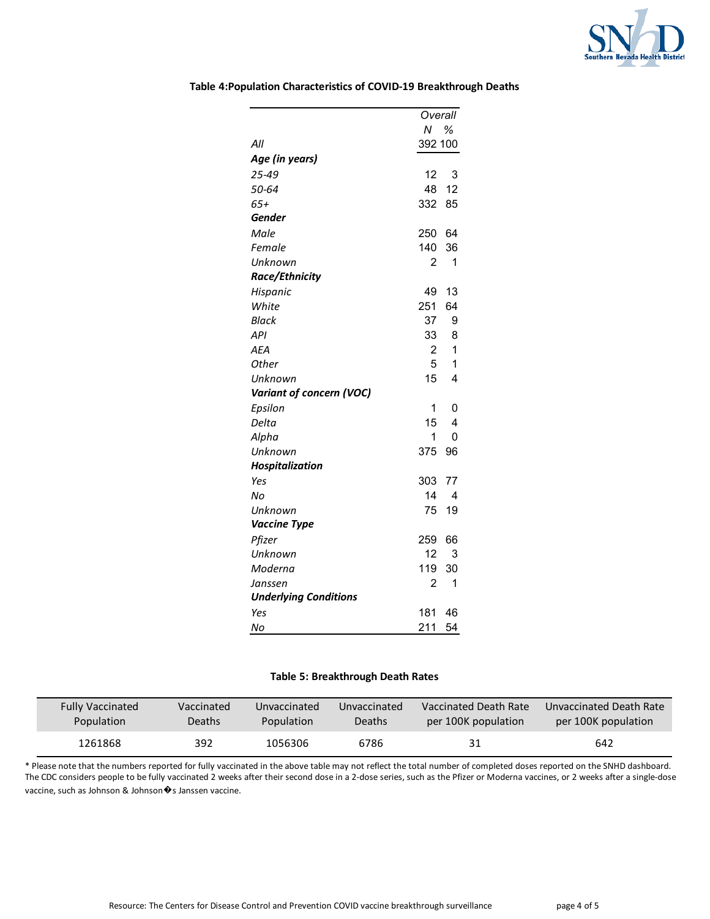**Table 4:Population Characteristics of COVID-19 Breakthrough Deaths**

| | Overall | |
|---|---|---|
| | *N* | *%* |
| *All* | 392 | 100 |
| ***Age (in years)*** | | |
| *25-49* | 12 | 3 |
| *50-64* | 48 | 12 |
| *65+* | 332 | 85 |
| ***Gender*** | | |
| *Male* | 250 | 64 |
| *Female* | 140 | 36 |
| *Unknown* | 2 | 1 |
| ***Race/Ethnicity*** | | |
| *Hispanic* | 49 | 13 |
| *White* | 251 | 64 |
| *Black* | 37 | 9 |
| *API* | 33 | 8 |
| *AEA* | 2 | 1 |
| *Other* | 5 | 1 |
| *Unknown* | 15 | 4 |
| ***Variant of concern (VOC)*** | | |
| *Epsilon* | 1 | 0 |
| *Delta* | 15 | 4 |
| *Alpha* | 1 | 0 |
| *Unknown* | 375 | 96 |
| ***Hospitalization*** | | |
| *Yes* | 303 | 77 |
| *No* | 14 | 4 |
| *Unknown* | 75 | 19 |
| ***Vaccine Type*** | | |
| *Pfizer* | 259 | 66 |
| *Unknown* | 12 | 3 |
| *Moderna* | 119 | 30 |
| *Janssen* | 2 | 1 |
| ***Underlying Conditions*** | | |
| *Yes* | 181 | 46 |
| *No* | 211 | 54 |

**Table 5: Breakthrough Death Rates**

| Fully Vaccinated Population | Vaccinated Deaths | Unvaccinated Population | Unvaccinated Deaths | Vaccinated Death Rate per 100K population | Unvaccinated Death Rate per 100K population |
|---|---|---|---|---|---|
| 1261868 | 392 | 1056306 | 6786 | 31 | 642 |

* Please note that the numbers reported for fully vaccinated in the above table may not reflect the total number of completed doses reported on the SNHD dashboard. The CDC considers people to be fully vaccinated 2 weeks after their second dose in a 2-dose series, such as the Pfizer or Moderna vaccines, or 2 weeks after a single-dose vaccine, such as Johnson & Johnson�s Janssen vaccine.

Resource: The Centers for Disease Control and Prevention COVID vaccine breakthrough surveillance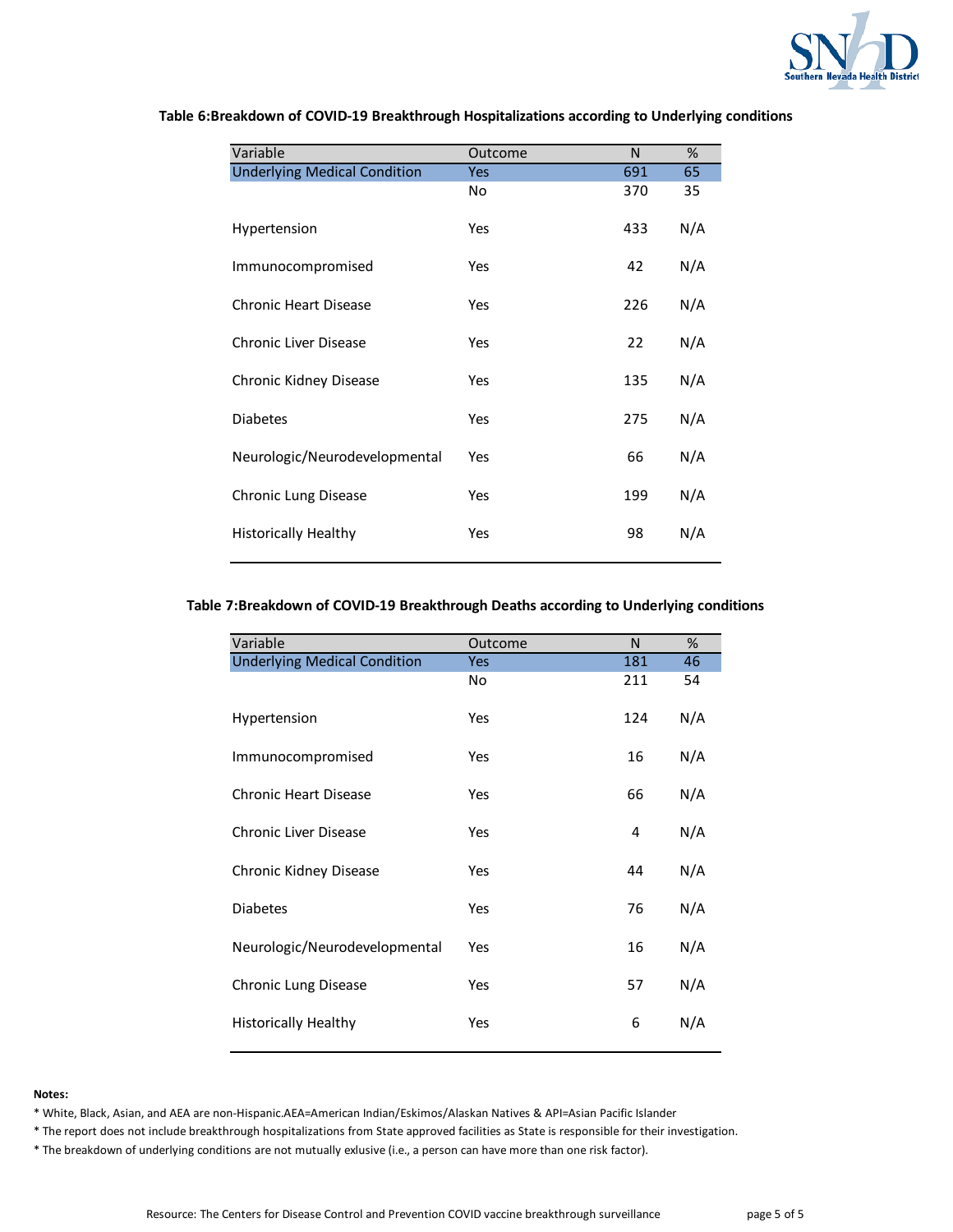**Table 6:Breakdown of COVID-19 Breakthrough Hospitalizations according to Underlying conditions**

| Variable | Outcome | N | % |
|---|---|---|---|
| Underlying Medical Condition | Yes | 691 | 65 |
| | No | 370 | 35 |
| Hypertension | Yes | 433 | N/A |
| Immunocompromised | Yes | 42 | N/A |
| Chronic Heart Disease | Yes | 226 | N/A |
| Chronic Liver Disease | Yes | 22 | N/A |
| Chronic Kidney Disease | Yes | 135 | N/A |
| Diabetes | Yes | 275 | N/A |
| Neurologic/Neurodevelopmental | Yes | 66 | N/A |
| Chronic Lung Disease | Yes | 199 | N/A |
| Historically Healthy | Yes | 98 | N/A |

**Table 7:Breakdown of COVID-19 Breakthrough Deaths according to Underlying conditions**

| Variable | Outcome | N | % |
|---|---|---|---|
| Underlying Medical Condition | Yes | 181 | 46 |
| | No | 211 | 54 |
| Hypertension | Yes | 124 | N/A |
| Immunocompromised | Yes | 16 | N/A |
| Chronic Heart Disease | Yes | 66 | N/A |
| Chronic Liver Disease | Yes | 4 | N/A |
| Chronic Kidney Disease | Yes | 44 | N/A |
| Diabetes | Yes | 76 | N/A |
| Neurologic/Neurodevelopmental | Yes | 16 | N/A |
| Chronic Lung Disease | Yes | 57 | N/A |
| Historically Healthy | Yes | 6 | N/A |

**Notes:**

* White, Black, Asian, and AEA are non-Hispanic.AEA=American Indian/Eskimos/Alaskan Natives & API=Asian Pacific Islander
* The report does not include breakthrough hospitalizations from State approved facilities as State is responsible for their investigation.
* The breakdown of underlying conditions are not mutually exlusive (i.e., a person can have more than one risk factor).

Resource: The Centers for Disease Control and Prevention COVID vaccine breakthrough surveillance